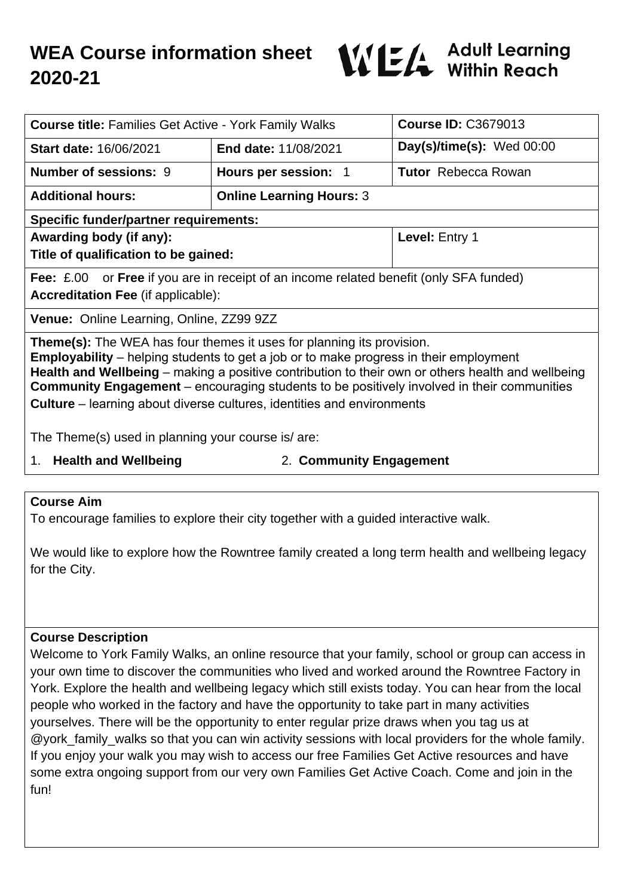# WEA Course information sheet 2020-21

WEA Adult Learning Within Reach

| **Course title:** Families Get Active - York Family Walks | | **Course ID:** C3679013 |
|---|---|---|
| **Start date:** 16/06/2021 | **End date:** 11/08/2021 | **Day(s)/time(s):** Wed 00:00 |
| **Number of sessions:** 9 | **Hours per session:** 1 | **Tutor** Rebecca Rowan |
| **Additional hours:** | **Online Learning Hours:** 3 | |
| **Specific funder/partner requirements:** | | |
| **Awarding body (if any):** **Title of qualification to be gained:** | | **Level:** Entry 1 |
| **Fee:** £.00 or **Free** if you are in receipt of an income related benefit (only SFA funded) **Accreditation Fee** (if applicable): | | |
| **Venue:** Online Learning, Online, ZZ99 9ZZ | | |

**Theme(s):** The WEA has four themes it uses for planning its provision.
**Employability** – helping students to get a job or to make progress in their employment
**Health and Wellbeing** – making a positive contribution to their own or others health and wellbeing
**Community Engagement** – encouraging students to be positively involved in their communities
**Culture** – learning about diverse cultures, identities and environments

The Theme(s) used in planning your course is/ are:

1. **Health and Wellbeing**
2. **Community Engagement**

## Course Aim

To encourage families to explore their city together with a guided interactive walk.

We would like to explore how the Rowntree family created a long term health and wellbeing legacy for the City.

## Course Description

Welcome to York Family Walks, an online resource that your family, school or group can access in your own time to discover the communities who lived and worked around the Rowntree Factory in York. Explore the health and wellbeing legacy which still exists today. You can hear from the local people who worked in the factory and have the opportunity to take part in many activities yourselves. There will be the opportunity to enter regular prize draws when you tag us at @york_family_walks so that you can win activity sessions with local providers for the whole family. If you enjoy your walk you may wish to access our free Families Get Active resources and have some extra ongoing support from our very own Families Get Active Coach. Come and join in the fun!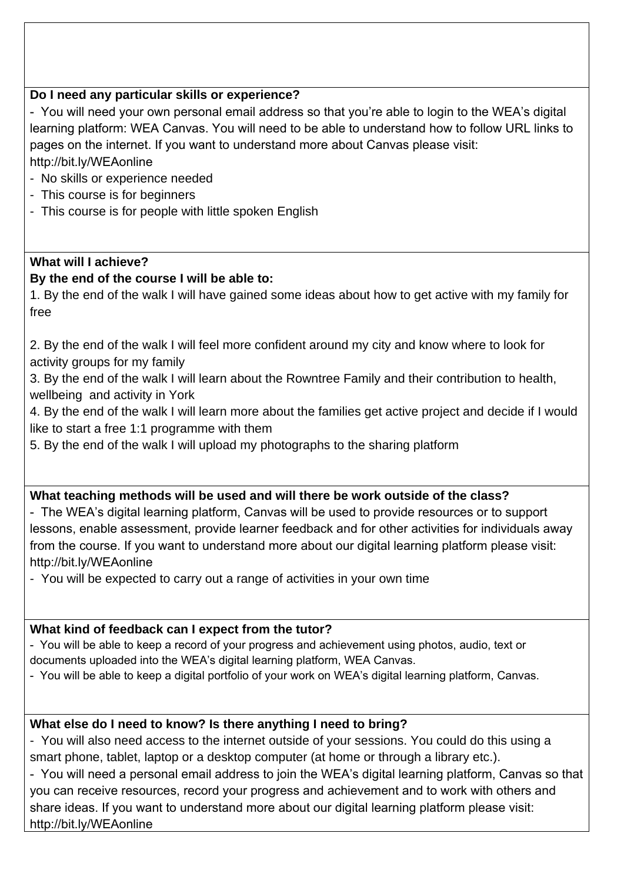**Do I need any particular skills or experience?**

- You will need your own personal email address so that you're able to login to the WEA's digital learning platform: WEA Canvas. You will need to be able to understand how to follow URL links to pages on the internet. If you want to understand more about Canvas please visit: http://bit.ly/WEAonline
- No skills or experience needed
- This course is for beginners
- This course is for people with little spoken English

**What will I achieve?**
**By the end of the course I will be able to:**

1. By the end of the walk I will have gained some ideas about how to get active with my family for free

2. By the end of the walk I will feel more confident around my city and know where to look for activity groups for my family
3. By the end of the walk I will learn about the Rowntree Family and their contribution to health, wellbeing and activity in York
4. By the end of the walk I will learn more about the families get active project and decide if I would like to start a free 1:1 programme with them
5. By the end of the walk I will upload my photographs to the sharing platform

**What teaching methods will be used and will there be work outside of the class?**

- The WEA's digital learning platform, Canvas will be used to provide resources or to support lessons, enable assessment, provide learner feedback and for other activities for individuals away from the course. If you want to understand more about our digital learning platform please visit: http://bit.ly/WEAonline
- You will be expected to carry out a range of activities in your own time

**What kind of feedback can I expect from the tutor?**

- You will be able to keep a record of your progress and achievement using photos, audio, text or documents uploaded into the WEA's digital learning platform, WEA Canvas.
- You will be able to keep a digital portfolio of your work on WEA's digital learning platform, Canvas.

**What else do I need to know? Is there anything I need to bring?**

- You will also need access to the internet outside of your sessions. You could do this using a smart phone, tablet, laptop or a desktop computer (at home or through a library etc.).
- You will need a personal email address to join the WEA's digital learning platform, Canvas so that you can receive resources, record your progress and achievement and to work with others and share ideas. If you want to understand more about our digital learning platform please visit: http://bit.ly/WEAonline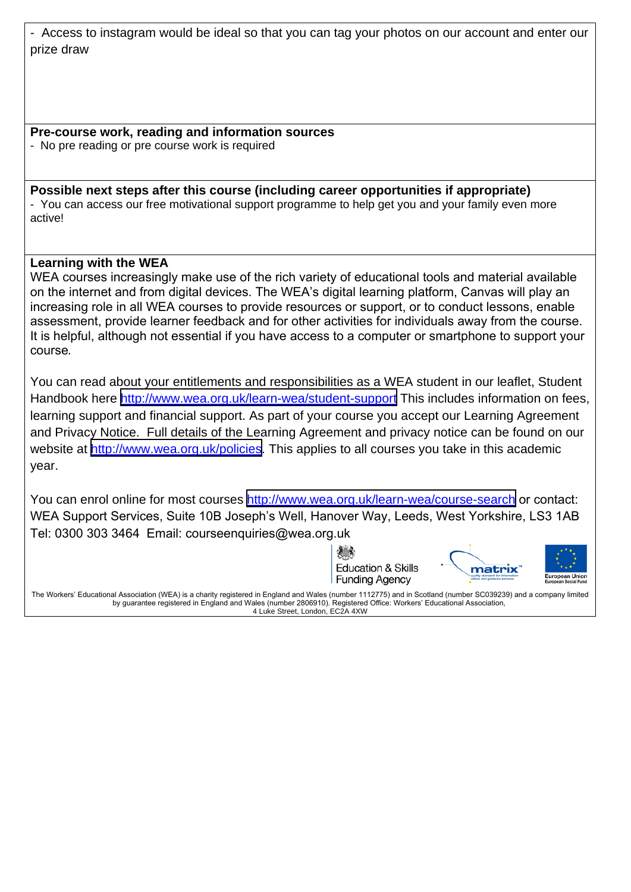- Access to instagram would be ideal so that you can tag your photos on our account and enter our prize draw

**Pre-course work, reading and information sources**

- No pre reading or pre course work is required

**Possible next steps after this course (including career opportunities if appropriate)**

- You can access our free motivational support programme to help get you and your family even more active!

**Learning with the WEA**

WEA courses increasingly make use of the rich variety of educational tools and material available on the internet and from digital devices. The WEA's digital learning platform, Canvas will play an increasing role in all WEA courses to provide resources or support, or to conduct lessons, enable assessment, provide learner feedback and for other activities for individuals away from the course. It is helpful, although not essential if you have access to a computer or smartphone to support your course.

You can read about your entitlements and responsibilities as a WEA student in our leaflet, Student Handbook here http://www.wea.org.uk/learn-wea/student-support This includes information on fees, learning support and financial support. As part of your course you accept our Learning Agreement and Privacy Notice. Full details of the Learning Agreement and privacy notice can be found on our website at http://www.wea.org.uk/policies. This applies to all courses you take in this academic year.

You can enrol online for most courses http://www.wea.org.uk/learn-wea/course-search or contact: WEA Support Services, Suite 10B Joseph's Well, Hanover Way, Leeds, West Yorkshire, LS3 1AB Tel: 0300 303 3464 Email: courseenquiries@wea.org.uk

Education & Skills Funding Agency

matrix

European Union European Social Fund

The Workers' Educational Association (WEA) is a charity registered in England and Wales (number 1112775) and in Scotland (number SC039239) and a company limited by guarantee registered in England and Wales (number 2806910). Registered Office: Workers' Educational Association, 4 Luke Street, London, EC2A 4XW